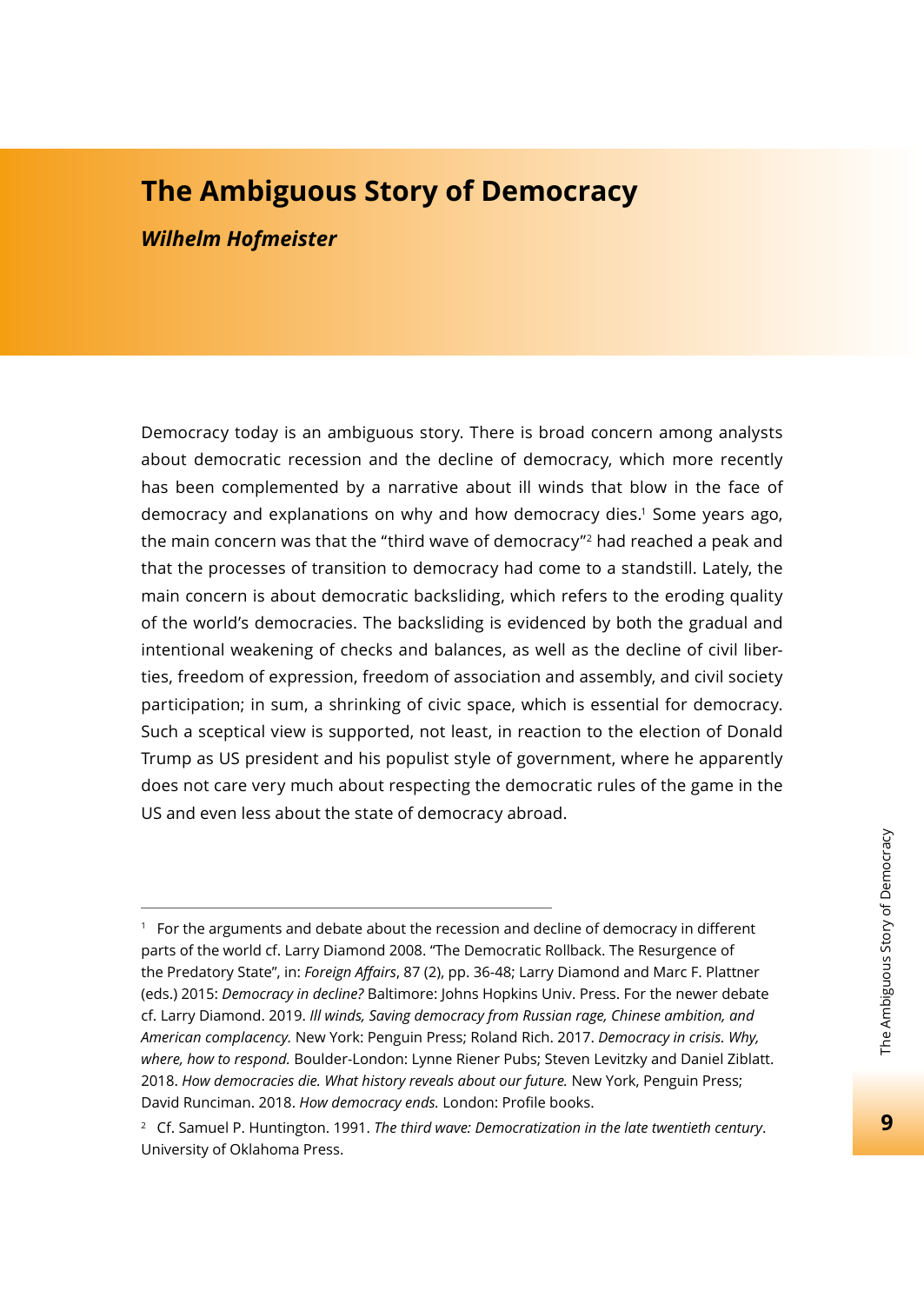# The Ambiguous Story of Democracy

***Wilhelm Hofmeister***

Democracy today is an ambiguous story. There is broad concern among analysts about democratic recession and the decline of democracy, which more recently has been complemented by a narrative about ill winds that blow in the face of democracy and explanations on why and how democracy dies.[1] Some years ago, the main concern was that the "third wave of democracy"[2] had reached a peak and that the processes of transition to democracy had come to a standstill. Lately, the main concern is about democratic backsliding, which refers to the eroding quality of the world's democracies. The backsliding is evidenced by both the gradual and intentional weakening of checks and balances, as well as the decline of civil liberties, freedom of expression, freedom of association and assembly, and civil society participation; in sum, a shrinking of civic space, which is essential for democracy. Such a sceptical view is supported, not least, in reaction to the election of Donald Trump as US president and his populist style of government, where he apparently does not care very much about respecting the democratic rules of the game in the US and even less about the state of democracy abroad.

---

[1] For the arguments and debate about the recession and decline of democracy in different parts of the world cf. Larry Diamond 2008. "The Democratic Rollback. The Resurgence of the Predatory State", in: *Foreign Affairs*, 87 (2), pp. 36-48; Larry Diamond and Marc F. Plattner (eds.) 2015: *Democracy in decline?* Baltimore: Johns Hopkins Univ. Press. For the newer debate cf. Larry Diamond. 2019. *Ill winds, Saving democracy from Russian rage, Chinese ambition, and American complacency.* New York: Penguin Press; Roland Rich. 2017. *Democracy in crisis. Why, where, how to respond.* Boulder-London: Lynne Riener Pubs; Steven Levitzky and Daniel Ziblatt. 2018. *How democracies die. What history reveals about our future.* New York, Penguin Press; David Runciman. 2018. *How democracy ends.* London: Profile books.

[2] Cf. Samuel P. Huntington. 1991. *The third wave: Democratization in the late twentieth century*. University of Oklahoma Press.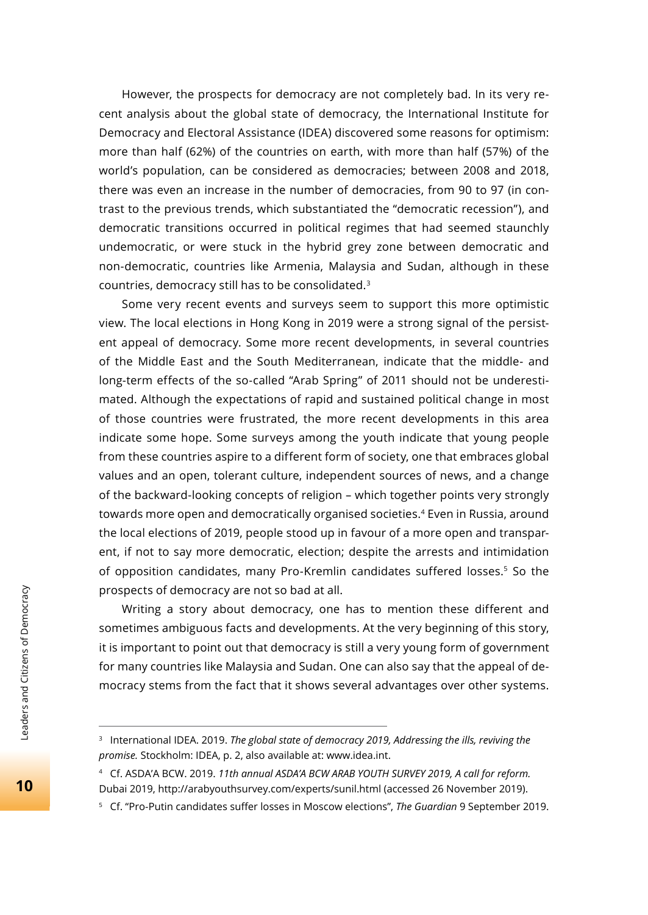However, the prospects for democracy are not completely bad. In its very recent analysis about the global state of democracy, the International Institute for Democracy and Electoral Assistance (IDEA) discovered some reasons for optimism: more than half (62%) of the countries on earth, with more than half (57%) of the world's population, can be considered as democracies; between 2008 and 2018, there was even an increase in the number of democracies, from 90 to 97 (in contrast to the previous trends, which substantiated the "democratic recession"), and democratic transitions occurred in political regimes that had seemed staunchly undemocratic, or were stuck in the hybrid grey zone between democratic and non-democratic, countries like Armenia, Malaysia and Sudan, although in these countries, democracy still has to be consolidated.[3]

Some very recent events and surveys seem to support this more optimistic view. The local elections in Hong Kong in 2019 were a strong signal of the persistent appeal of democracy. Some more recent developments, in several countries of the Middle East and the South Mediterranean, indicate that the middle- and long-term effects of the so-called "Arab Spring" of 2011 should not be underestimated. Although the expectations of rapid and sustained political change in most of those countries were frustrated, the more recent developments in this area indicate some hope. Some surveys among the youth indicate that young people from these countries aspire to a different form of society, one that embraces global values and an open, tolerant culture, independent sources of news, and a change of the backward-looking concepts of religion – which together points very strongly towards more open and democratically organised societies.[4] Even in Russia, around the local elections of 2019, people stood up in favour of a more open and transparent, if not to say more democratic, election; despite the arrests and intimidation of opposition candidates, many Pro-Kremlin candidates suffered losses.[5] So the prospects of democracy are not so bad at all.

Writing a story about democracy, one has to mention these different and sometimes ambiguous facts and developments. At the very beginning of this story, it is important to point out that democracy is still a very young form of government for many countries like Malaysia and Sudan. One can also say that the appeal of democracy stems from the fact that it shows several advantages over other systems.

---

[3] International IDEA. 2019. *The global state of democracy 2019, Addressing the ills, reviving the promise.* Stockholm: IDEA, p. 2, also available at: www.idea.int.

[4] Cf. ASDA'A BCW. 2019. *11th annual ASDA'A BCW ARAB YOUTH SURVEY 2019, A call for reform.* Dubai 2019, http://arabyouthsurvey.com/experts/sunil.html (accessed 26 November 2019).

[5] Cf. "Pro-Putin candidates suffer losses in Moscow elections", *The Guardian* 9 September 2019.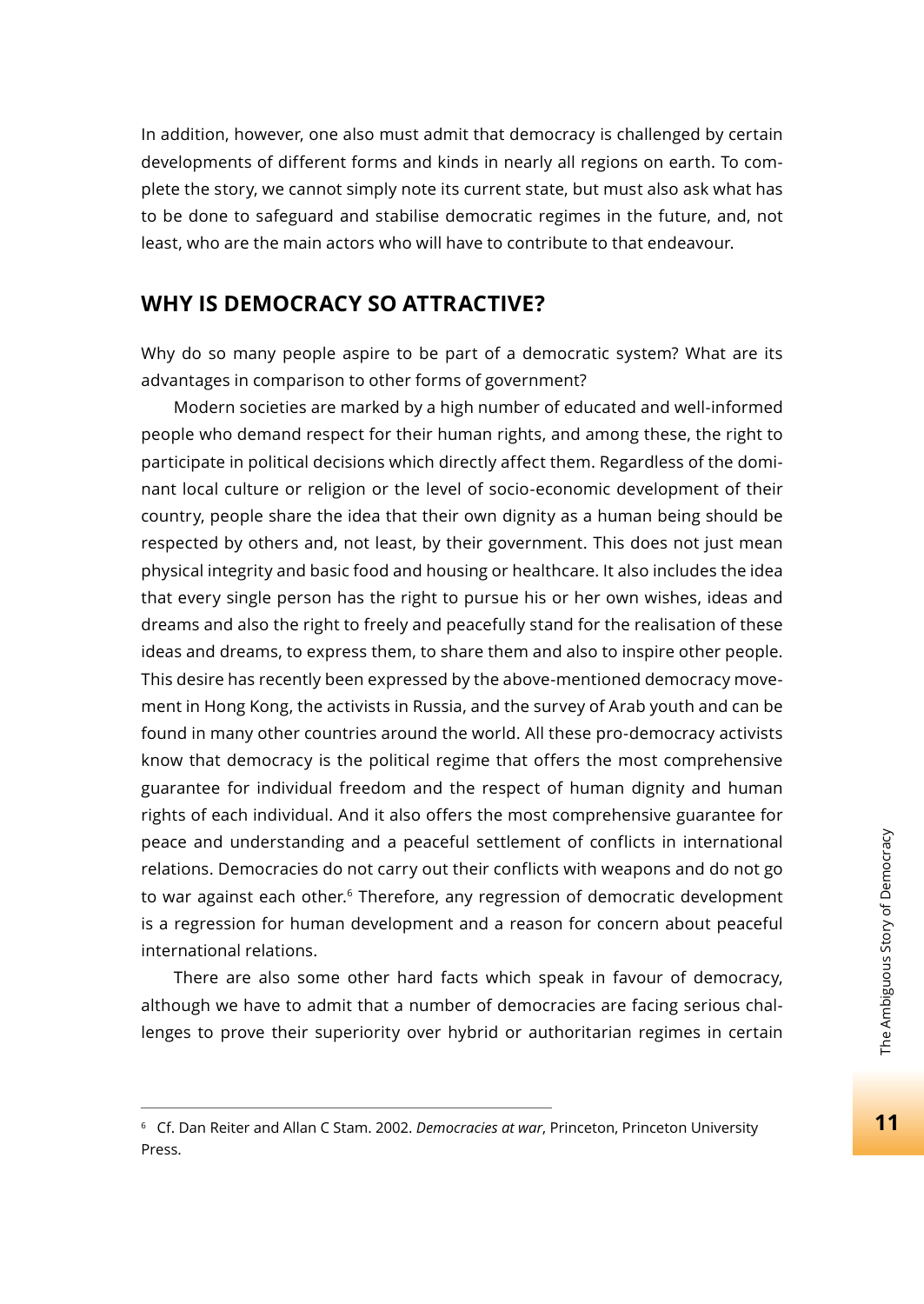In addition, however, one also must admit that democracy is challenged by certain developments of different forms and kinds in nearly all regions on earth. To complete the story, we cannot simply note its current state, but must also ask what has to be done to safeguard and stabilise democratic regimes in the future, and, not least, who are the main actors who will have to contribute to that endeavour.

## WHY IS DEMOCRACY SO ATTRACTIVE?

Why do so many people aspire to be part of a democratic system? What are its advantages in comparison to other forms of government?

Modern societies are marked by a high number of educated and well-informed people who demand respect for their human rights, and among these, the right to participate in political decisions which directly affect them. Regardless of the dominant local culture or religion or the level of socio-economic development of their country, people share the idea that their own dignity as a human being should be respected by others and, not least, by their government. This does not just mean physical integrity and basic food and housing or healthcare. It also includes the idea that every single person has the right to pursue his or her own wishes, ideas and dreams and also the right to freely and peacefully stand for the realisation of these ideas and dreams, to express them, to share them and also to inspire other people. This desire has recently been expressed by the above-mentioned democracy movement in Hong Kong, the activists in Russia, and the survey of Arab youth and can be found in many other countries around the world. All these pro-democracy activists know that democracy is the political regime that offers the most comprehensive guarantee for individual freedom and the respect of human dignity and human rights of each individual. And it also offers the most comprehensive guarantee for peace and understanding and a peaceful settlement of conflicts in international relations. Democracies do not carry out their conflicts with weapons and do not go to war against each other.[6] Therefore, any regression of democratic development is a regression for human development and a reason for concern about peaceful international relations.

There are also some other hard facts which speak in favour of democracy, although we have to admit that a number of democracies are facing serious challenges to prove their superiority over hybrid or authoritarian regimes in certain

---

[6] Cf. Dan Reiter and Allan C Stam. 2002. *Democracies at war*, Princeton, Princeton University Press.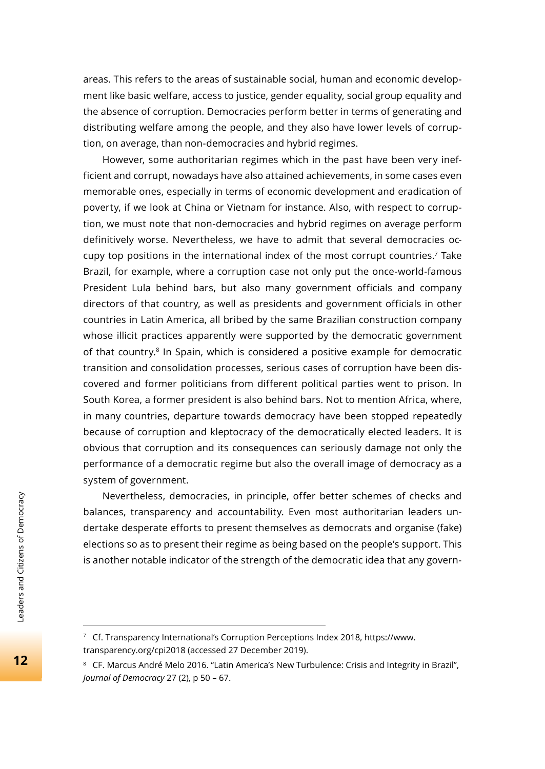areas. This refers to the areas of sustainable social, human and economic development like basic welfare, access to justice, gender equality, social group equality and the absence of corruption. Democracies perform better in terms of generating and distributing welfare among the people, and they also have lower levels of corruption, on average, than non-democracies and hybrid regimes.

However, some authoritarian regimes which in the past have been very inefficient and corrupt, nowadays have also attained achievements, in some cases even memorable ones, especially in terms of economic development and eradication of poverty, if we look at China or Vietnam for instance. Also, with respect to corruption, we must note that non-democracies and hybrid regimes on average perform definitively worse. Nevertheless, we have to admit that several democracies occupy top positions in the international index of the most corrupt countries.[7] Take Brazil, for example, where a corruption case not only put the once-world-famous President Lula behind bars, but also many government officials and company directors of that country, as well as presidents and government officials in other countries in Latin America, all bribed by the same Brazilian construction company whose illicit practices apparently were supported by the democratic government of that country.[8] In Spain, which is considered a positive example for democratic transition and consolidation processes, serious cases of corruption have been discovered and former politicians from different political parties went to prison. In South Korea, a former president is also behind bars. Not to mention Africa, where, in many countries, departure towards democracy have been stopped repeatedly because of corruption and kleptocracy of the democratically elected leaders. It is obvious that corruption and its consequences can seriously damage not only the performance of a democratic regime but also the overall image of democracy as a system of government.

Nevertheless, democracies, in principle, offer better schemes of checks and balances, transparency and accountability. Even most authoritarian leaders undertake desperate efforts to present themselves as democrats and organise (fake) elections so as to present their regime as being based on the people's support. This is another notable indicator of the strength of the democratic idea that any govern-

---

[7] Cf. Transparency International's Corruption Perceptions Index 2018, https://www.transparency.org/cpi2018 (accessed 27 December 2019).

[8] CF. Marcus André Melo 2016. "Latin America's New Turbulence: Crisis and Integrity in Brazil", *Journal of Democracy* 27 (2), p 50 – 67.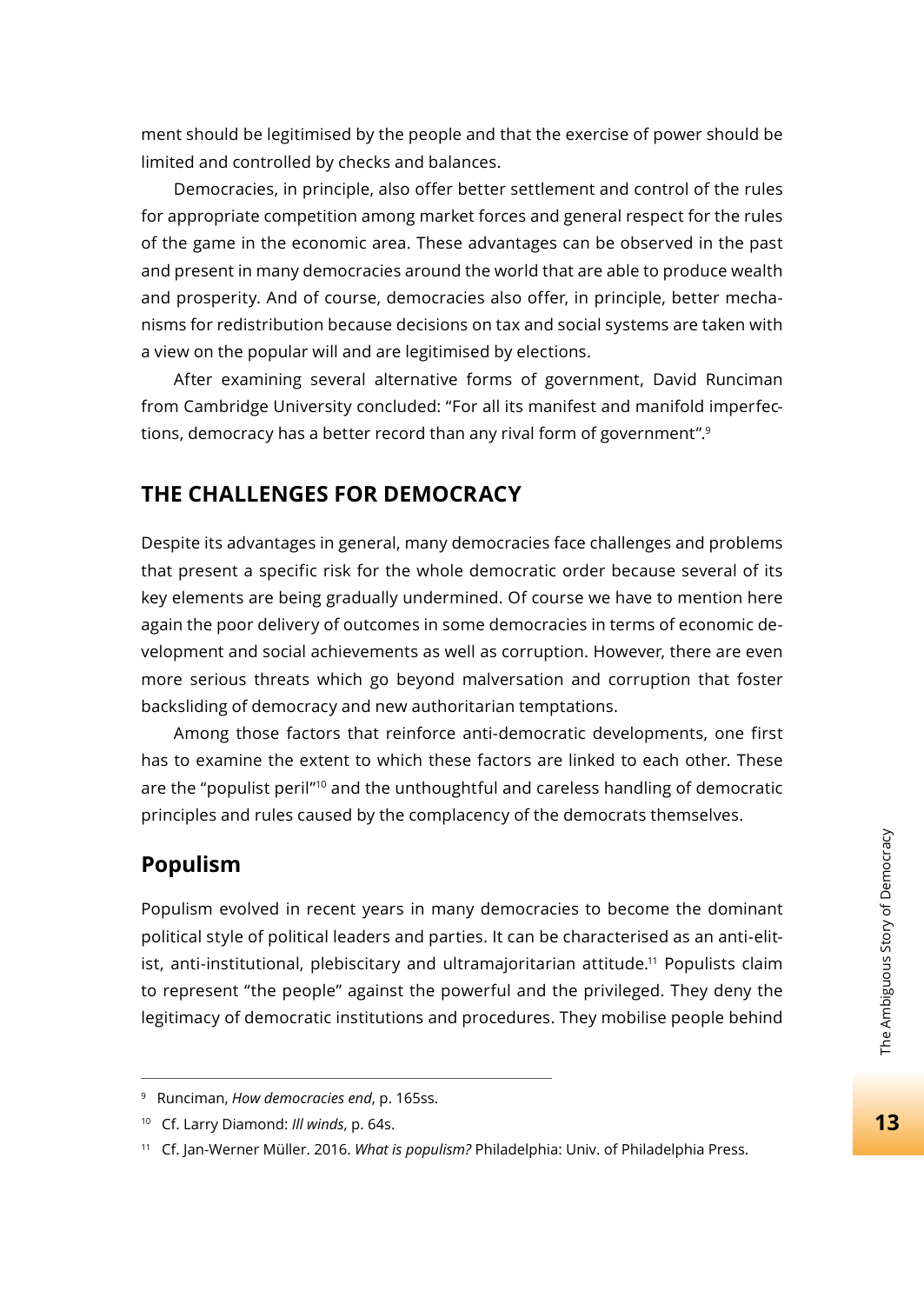ment should be legitimised by the people and that the exercise of power should be limited and controlled by checks and balances.

Democracies, in principle, also offer better settlement and control of the rules for appropriate competition among market forces and general respect for the rules of the game in the economic area. These advantages can be observed in the past and present in many democracies around the world that are able to produce wealth and prosperity. And of course, democracies also offer, in principle, better mechanisms for redistribution because decisions on tax and social systems are taken with a view on the popular will and are legitimised by elections.

After examining several alternative forms of government, David Runciman from Cambridge University concluded: "For all its manifest and manifold imperfections, democracy has a better record than any rival form of government".[9]

## THE CHALLENGES FOR DEMOCRACY

Despite its advantages in general, many democracies face challenges and problems that present a specific risk for the whole democratic order because several of its key elements are being gradually undermined. Of course we have to mention here again the poor delivery of outcomes in some democracies in terms of economic development and social achievements as well as corruption. However, there are even more serious threats which go beyond malversation and corruption that foster backsliding of democracy and new authoritarian temptations.

Among those factors that reinforce anti-democratic developments, one first has to examine the extent to which these factors are linked to each other. These are the "populist peril"[10] and the unthoughtful and careless handling of democratic principles and rules caused by the complacency of the democrats themselves.

### Populism

Populism evolved in recent years in many democracies to become the dominant political style of political leaders and parties. It can be characterised as an anti-elitist, anti-institutional, plebiscitary and ultramajoritarian attitude.[11] Populists claim to represent "the people" against the powerful and the privileged. They deny the legitimacy of democratic institutions and procedures. They mobilise people behind

---

[9] Runciman, *How democracies end*, p. 165ss.

[10] Cf. Larry Diamond: *Ill winds*, p. 64s.

[11] Cf. Jan-Werner Müller. 2016. *What is populism?* Philadelphia: Univ. of Philadelphia Press.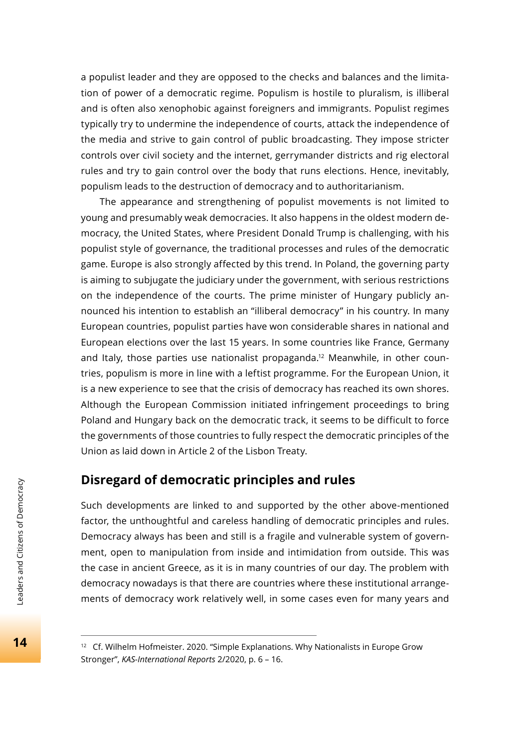a populist leader and they are opposed to the checks and balances and the limitation of power of a democratic regime. Populism is hostile to pluralism, is illiberal and is often also xenophobic against foreigners and immigrants. Populist regimes typically try to undermine the independence of courts, attack the independence of the media and strive to gain control of public broadcasting. They impose stricter controls over civil society and the internet, gerrymander districts and rig electoral rules and try to gain control over the body that runs elections. Hence, inevitably, populism leads to the destruction of democracy and to authoritarianism.

The appearance and strengthening of populist movements is not limited to young and presumably weak democracies. It also happens in the oldest modern democracy, the United States, where President Donald Trump is challenging, with his populist style of governance, the traditional processes and rules of the democratic game. Europe is also strongly affected by this trend. In Poland, the governing party is aiming to subjugate the judiciary under the government, with serious restrictions on the independence of the courts. The prime minister of Hungary publicly announced his intention to establish an "illiberal democracy" in his country. In many European countries, populist parties have won considerable shares in national and European elections over the last 15 years. In some countries like France, Germany and Italy, those parties use nationalist propaganda.[12] Meanwhile, in other countries, populism is more in line with a leftist programme. For the European Union, it is a new experience to see that the crisis of democracy has reached its own shores. Although the European Commission initiated infringement proceedings to bring Poland and Hungary back on the democratic track, it seems to be difficult to force the governments of those countries to fully respect the democratic principles of the Union as laid down in Article 2 of the Lisbon Treaty.

## Disregard of democratic principles and rules

Such developments are linked to and supported by the other above-mentioned factor, the unthoughtful and careless handling of democratic principles and rules. Democracy always has been and still is a fragile and vulnerable system of government, open to manipulation from inside and intimidation from outside. This was the case in ancient Greece, as it is in many countries of our day. The problem with democracy nowadays is that there are countries where these institutional arrangements of democracy work relatively well, in some cases even for many years and

---

[12] Cf. Wilhelm Hofmeister. 2020. "Simple Explanations. Why Nationalists in Europe Grow Stronger", *KAS-International Reports* 2/2020, p. 6 – 16.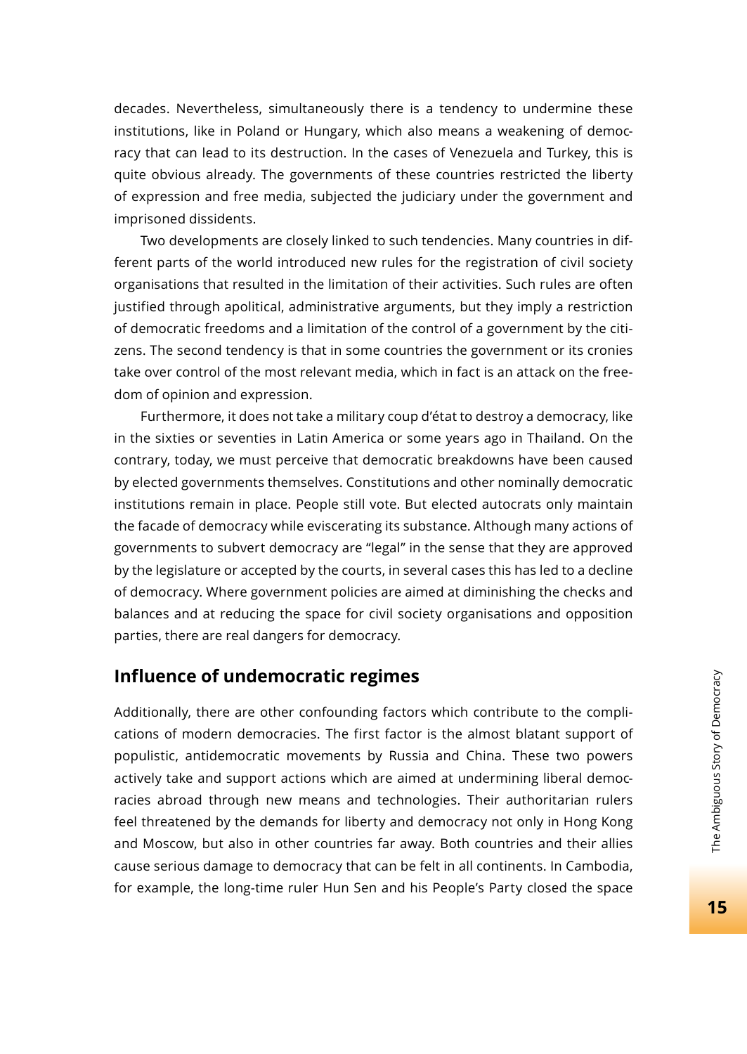decades. Nevertheless, simultaneously there is a tendency to undermine these institutions, like in Poland or Hungary, which also means a weakening of democracy that can lead to its destruction. In the cases of Venezuela and Turkey, this is quite obvious already. The governments of these countries restricted the liberty of expression and free media, subjected the judiciary under the government and imprisoned dissidents.

Two developments are closely linked to such tendencies. Many countries in different parts of the world introduced new rules for the registration of civil society organisations that resulted in the limitation of their activities. Such rules are often justified through apolitical, administrative arguments, but they imply a restriction of democratic freedoms and a limitation of the control of a government by the citizens. The second tendency is that in some countries the government or its cronies take over control of the most relevant media, which in fact is an attack on the freedom of opinion and expression.

Furthermore, it does not take a military coup d'état to destroy a democracy, like in the sixties or seventies in Latin America or some years ago in Thailand. On the contrary, today, we must perceive that democratic breakdowns have been caused by elected governments themselves. Constitutions and other nominally democratic institutions remain in place. People still vote. But elected autocrats only maintain the facade of democracy while eviscerating its substance. Although many actions of governments to subvert democracy are "legal" in the sense that they are approved by the legislature or accepted by the courts, in several cases this has led to a decline of democracy. Where government policies are aimed at diminishing the checks and balances and at reducing the space for civil society organisations and opposition parties, there are real dangers for democracy.

## Influence of undemocratic regimes

Additionally, there are other confounding factors which contribute to the complications of modern democracies. The first factor is the almost blatant support of populistic, antidemocratic movements by Russia and China. These two powers actively take and support actions which are aimed at undermining liberal democracies abroad through new means and technologies. Their authoritarian rulers feel threatened by the demands for liberty and democracy not only in Hong Kong and Moscow, but also in other countries far away. Both countries and their allies cause serious damage to democracy that can be felt in all continents. In Cambodia, for example, the long-time ruler Hun Sen and his People's Party closed the space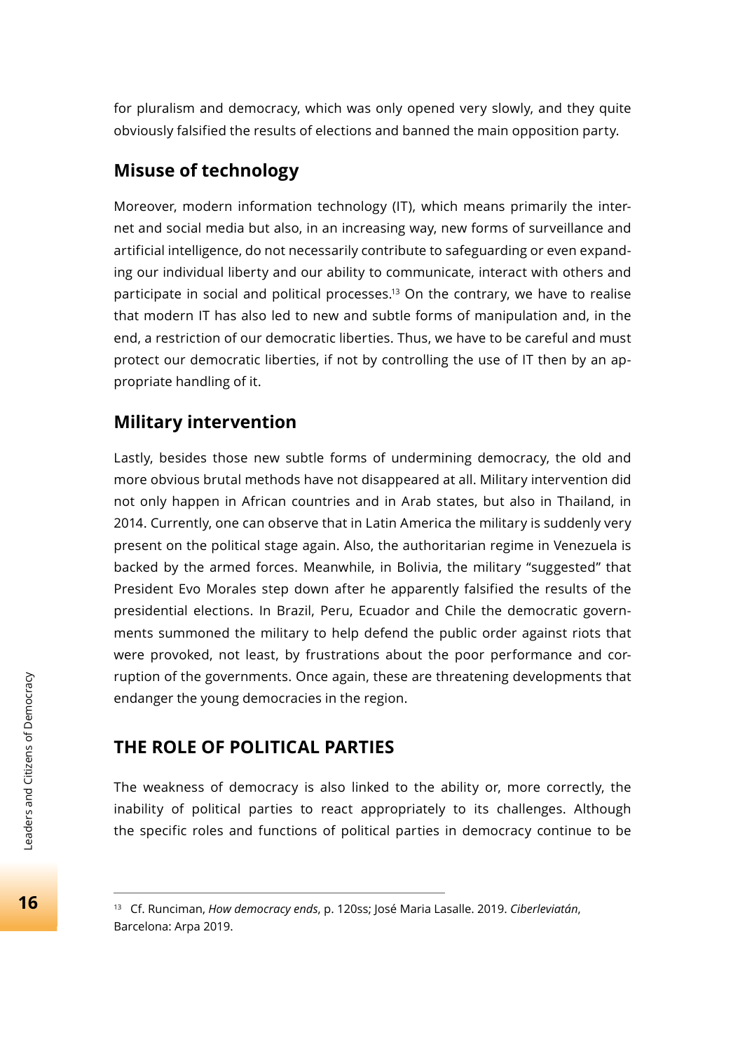for pluralism and democracy, which was only opened very slowly, and they quite obviously falsified the results of elections and banned the main opposition party.

### Misuse of technology

Moreover, modern information technology (IT), which means primarily the internet and social media but also, in an increasing way, new forms of surveillance and artificial intelligence, do not necessarily contribute to safeguarding or even expanding our individual liberty and our ability to communicate, interact with others and participate in social and political processes.[13] On the contrary, we have to realise that modern IT has also led to new and subtle forms of manipulation and, in the end, a restriction of our democratic liberties. Thus, we have to be careful and must protect our democratic liberties, if not by controlling the use of IT then by an appropriate handling of it.

### Military intervention

Lastly, besides those new subtle forms of undermining democracy, the old and more obvious brutal methods have not disappeared at all. Military intervention did not only happen in African countries and in Arab states, but also in Thailand, in 2014. Currently, one can observe that in Latin America the military is suddenly very present on the political stage again. Also, the authoritarian regime in Venezuela is backed by the armed forces. Meanwhile, in Bolivia, the military "suggested" that President Evo Morales step down after he apparently falsified the results of the presidential elections. In Brazil, Peru, Ecuador and Chile the democratic governments summoned the military to help defend the public order against riots that were provoked, not least, by frustrations about the poor performance and corruption of the governments. Once again, these are threatening developments that endanger the young democracies in the region.

## THE ROLE OF POLITICAL PARTIES

The weakness of democracy is also linked to the ability or, more correctly, the inability of political parties to react appropriately to its challenges. Although the specific roles and functions of political parties in democracy continue to be

---

[13] Cf. Runciman, *How democracy ends*, p. 120ss; José Maria Lasalle. 2019. *Ciberleviatán*, Barcelona: Arpa 2019.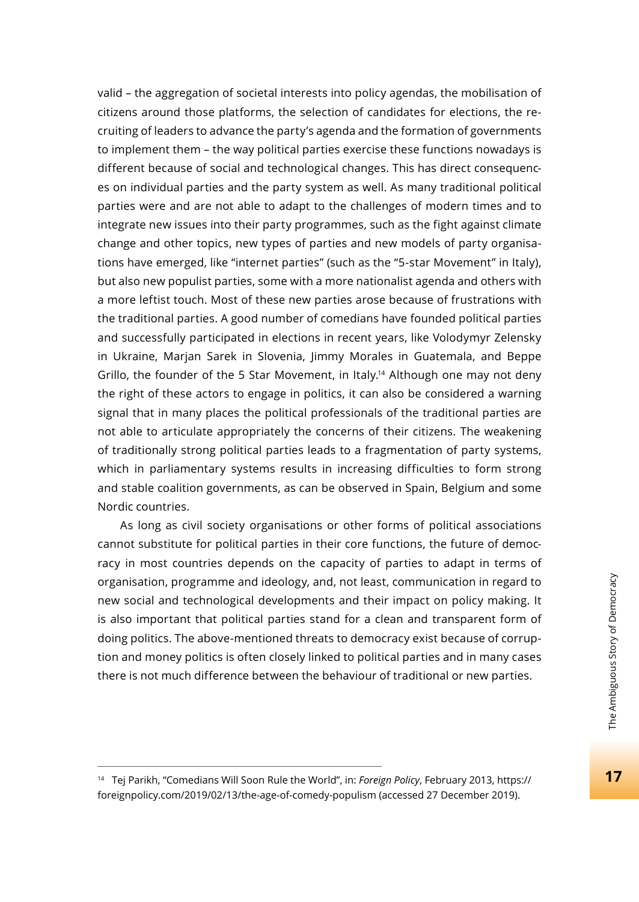valid – the aggregation of societal interests into policy agendas, the mobilisation of citizens around those platforms, the selection of candidates for elections, the recruiting of leaders to advance the party's agenda and the formation of governments to implement them – the way political parties exercise these functions nowadays is different because of social and technological changes. This has direct consequences on individual parties and the party system as well. As many traditional political parties were and are not able to adapt to the challenges of modern times and to integrate new issues into their party programmes, such as the fight against climate change and other topics, new types of parties and new models of party organisations have emerged, like "internet parties" (such as the "5-star Movement" in Italy), but also new populist parties, some with a more nationalist agenda and others with a more leftist touch. Most of these new parties arose because of frustrations with the traditional parties. A good number of comedians have founded political parties and successfully participated in elections in recent years, like Volodymyr Zelensky in Ukraine, Marjan Sarek in Slovenia, Jimmy Morales in Guatemala, and Beppe Grillo, the founder of the 5 Star Movement, in Italy.[14] Although one may not deny the right of these actors to engage in politics, it can also be considered a warning signal that in many places the political professionals of the traditional parties are not able to articulate appropriately the concerns of their citizens. The weakening of traditionally strong political parties leads to a fragmentation of party systems, which in parliamentary systems results in increasing difficulties to form strong and stable coalition governments, as can be observed in Spain, Belgium and some Nordic countries.

As long as civil society organisations or other forms of political associations cannot substitute for political parties in their core functions, the future of democracy in most countries depends on the capacity of parties to adapt in terms of organisation, programme and ideology, and, not least, communication in regard to new social and technological developments and their impact on policy making. It is also important that political parties stand for a clean and transparent form of doing politics. The above-mentioned threats to democracy exist because of corruption and money politics is often closely linked to political parties and in many cases there is not much difference between the behaviour of traditional or new parties.

---

[14] Tej Parikh, "Comedians Will Soon Rule the World", in: *Foreign Policy*, February 2013, https://foreignpolicy.com/2019/02/13/the-age-of-comedy-populism (accessed 27 December 2019).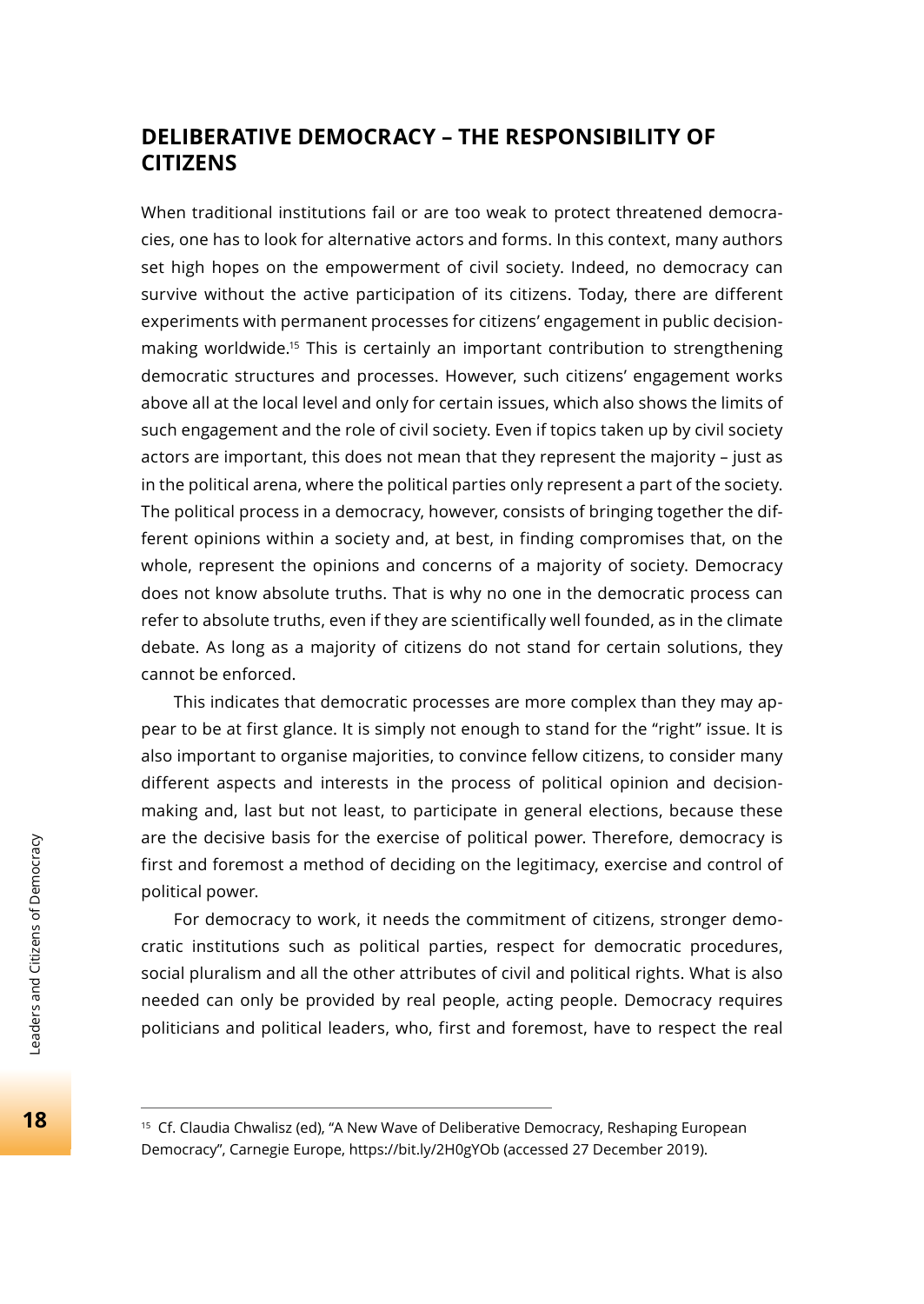## DELIBERATIVE DEMOCRACY – THE RESPONSIBILITY OF CITIZENS

When traditional institutions fail or are too weak to protect threatened democracies, one has to look for alternative actors and forms. In this context, many authors set high hopes on the empowerment of civil society. Indeed, no democracy can survive without the active participation of its citizens. Today, there are different experiments with permanent processes for citizens' engagement in public decision-making worldwide.[15] This is certainly an important contribution to strengthening democratic structures and processes. However, such citizens' engagement works above all at the local level and only for certain issues, which also shows the limits of such engagement and the role of civil society. Even if topics taken up by civil society actors are important, this does not mean that they represent the majority – just as in the political arena, where the political parties only represent a part of the society. The political process in a democracy, however, consists of bringing together the different opinions within a society and, at best, in finding compromises that, on the whole, represent the opinions and concerns of a majority of society. Democracy does not know absolute truths. That is why no one in the democratic process can refer to absolute truths, even if they are scientifically well founded, as in the climate debate. As long as a majority of citizens do not stand for certain solutions, they cannot be enforced.

This indicates that democratic processes are more complex than they may appear to be at first glance. It is simply not enough to stand for the "right" issue. It is also important to organise majorities, to convince fellow citizens, to consider many different aspects and interests in the process of political opinion and decision-making and, last but not least, to participate in general elections, because these are the decisive basis for the exercise of political power. Therefore, democracy is first and foremost a method of deciding on the legitimacy, exercise and control of political power.

For democracy to work, it needs the commitment of citizens, stronger democratic institutions such as political parties, respect for democratic procedures, social pluralism and all the other attributes of civil and political rights. What is also needed can only be provided by real people, acting people. Democracy requires politicians and political leaders, who, first and foremost, have to respect the real

---

[15] Cf. Claudia Chwalisz (ed), "A New Wave of Deliberative Democracy, Reshaping European Democracy", Carnegie Europe, https://bit.ly/2H0gYOb (accessed 27 December 2019).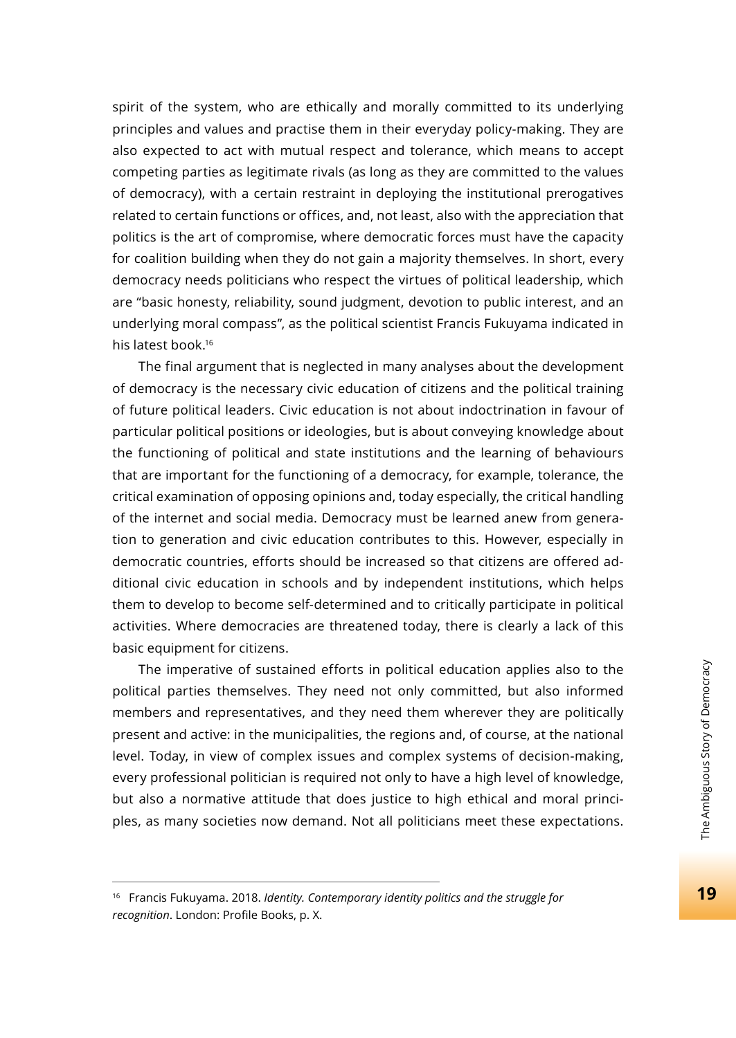spirit of the system, who are ethically and morally committed to its underlying principles and values and practise them in their everyday policy-making. They are also expected to act with mutual respect and tolerance, which means to accept competing parties as legitimate rivals (as long as they are committed to the values of democracy), with a certain restraint in deploying the institutional prerogatives related to certain functions or offices, and, not least, also with the appreciation that politics is the art of compromise, where democratic forces must have the capacity for coalition building when they do not gain a majority themselves. In short, every democracy needs politicians who respect the virtues of political leadership, which are "basic honesty, reliability, sound judgment, devotion to public interest, and an underlying moral compass", as the political scientist Francis Fukuyama indicated in his latest book.[16]

The final argument that is neglected in many analyses about the development of democracy is the necessary civic education of citizens and the political training of future political leaders. Civic education is not about indoctrination in favour of particular political positions or ideologies, but is about conveying knowledge about the functioning of political and state institutions and the learning of behaviours that are important for the functioning of a democracy, for example, tolerance, the critical examination of opposing opinions and, today especially, the critical handling of the internet and social media. Democracy must be learned anew from generation to generation and civic education contributes to this. However, especially in democratic countries, efforts should be increased so that citizens are offered additional civic education in schools and by independent institutions, which helps them to develop to become self-determined and to critically participate in political activities. Where democracies are threatened today, there is clearly a lack of this basic equipment for citizens.

The imperative of sustained efforts in political education applies also to the political parties themselves. They need not only committed, but also informed members and representatives, and they need them wherever they are politically present and active: in the municipalities, the regions and, of course, at the national level. Today, in view of complex issues and complex systems of decision-making, every professional politician is required not only to have a high level of knowledge, but also a normative attitude that does justice to high ethical and moral principles, as many societies now demand. Not all politicians meet these expectations.

---

[16] Francis Fukuyama. 2018. *Identity. Contemporary identity politics and the struggle for recognition*. London: Profile Books, p. X.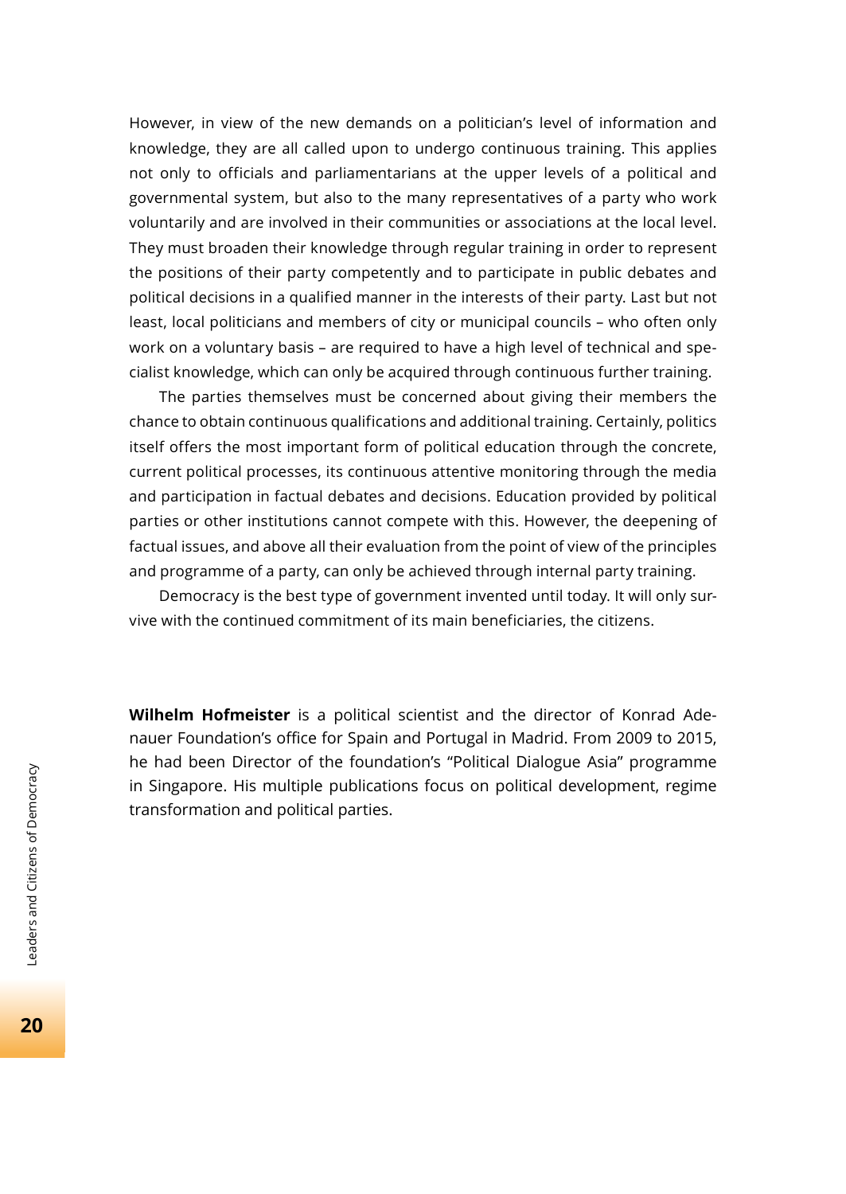However, in view of the new demands on a politician's level of information and knowledge, they are all called upon to undergo continuous training. This applies not only to officials and parliamentarians at the upper levels of a political and governmental system, but also to the many representatives of a party who work voluntarily and are involved in their communities or associations at the local level. They must broaden their knowledge through regular training in order to represent the positions of their party competently and to participate in public debates and political decisions in a qualified manner in the interests of their party. Last but not least, local politicians and members of city or municipal councils – who often only work on a voluntary basis – are required to have a high level of technical and specialist knowledge, which can only be acquired through continuous further training.

The parties themselves must be concerned about giving their members the chance to obtain continuous qualifications and additional training. Certainly, politics itself offers the most important form of political education through the concrete, current political processes, its continuous attentive monitoring through the media and participation in factual debates and decisions. Education provided by political parties or other institutions cannot compete with this. However, the deepening of factual issues, and above all their evaluation from the point of view of the principles and programme of a party, can only be achieved through internal party training.

Democracy is the best type of government invented until today. It will only survive with the continued commitment of its main beneficiaries, the citizens.

**Wilhelm Hofmeister** is a political scientist and the director of Konrad Adenauer Foundation's office for Spain and Portugal in Madrid. From 2009 to 2015, he had been Director of the foundation's "Political Dialogue Asia" programme in Singapore. His multiple publications focus on political development, regime transformation and political parties.